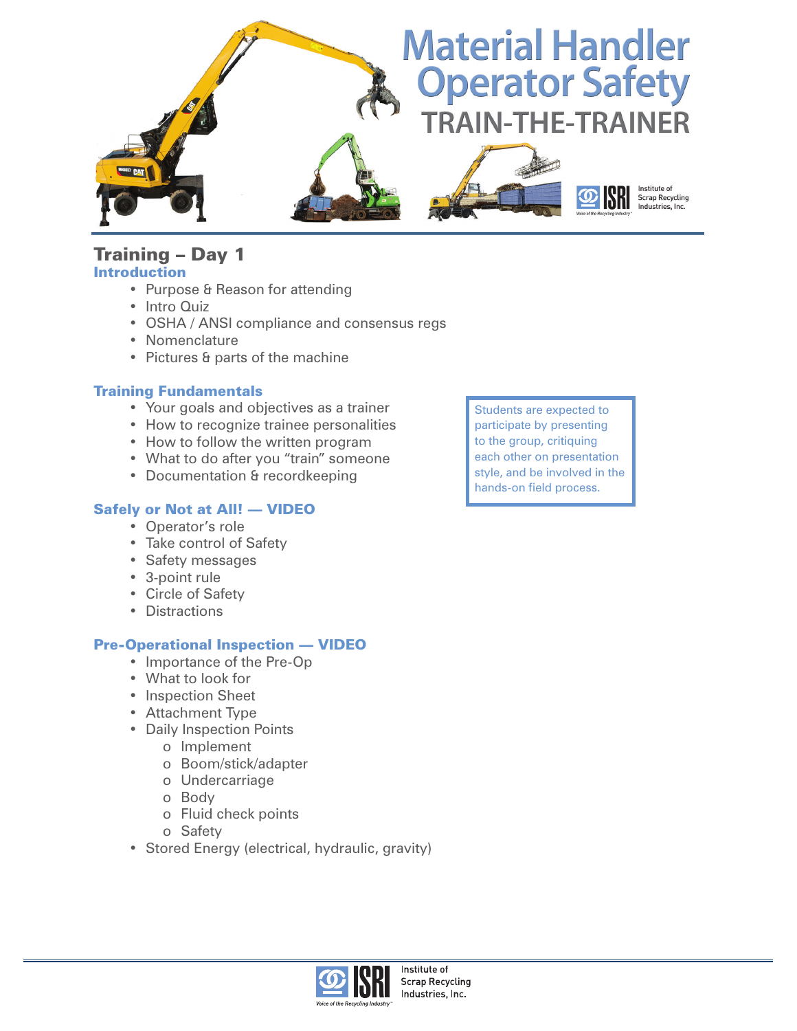# Material Handler Operator Safety

## TRAIN-THE-TRAINER

Institute of Scrap Recycling Industries, Inc.

## Training – Day 1

### Introduction

- Purpose & Reason for attending
- Intro Quiz
- OSHA / ANSI compliance and consensus regs
- Nomenclature
- Pictures & parts of the machine

### Training Fundamentals

- Your goals and objectives as a trainer
- How to recognize trainee personalities
- How to follow the written program
- What to do after you "train" someone
- Documentation & recordkeeping

> Students are expected to participate by presenting to the group, critiquing each other on presentation style, and be involved in the hands-on field process.

### Safely or Not at All! — VIDEO

- Operator's role
- Take control of Safety
- Safety messages
- 3-point rule
- Circle of Safety
- Distractions

### Pre-Operational Inspection — VIDEO

- Importance of the Pre-Op
- What to look for
- Inspection Sheet
- Attachment Type
- Daily Inspection Points
  - Implement
  - Boom/stick/adapter
  - Undercarriage
  - Body
  - Fluid check points
  - Safety
- Stored Energy (electrical, hydraulic, gravity)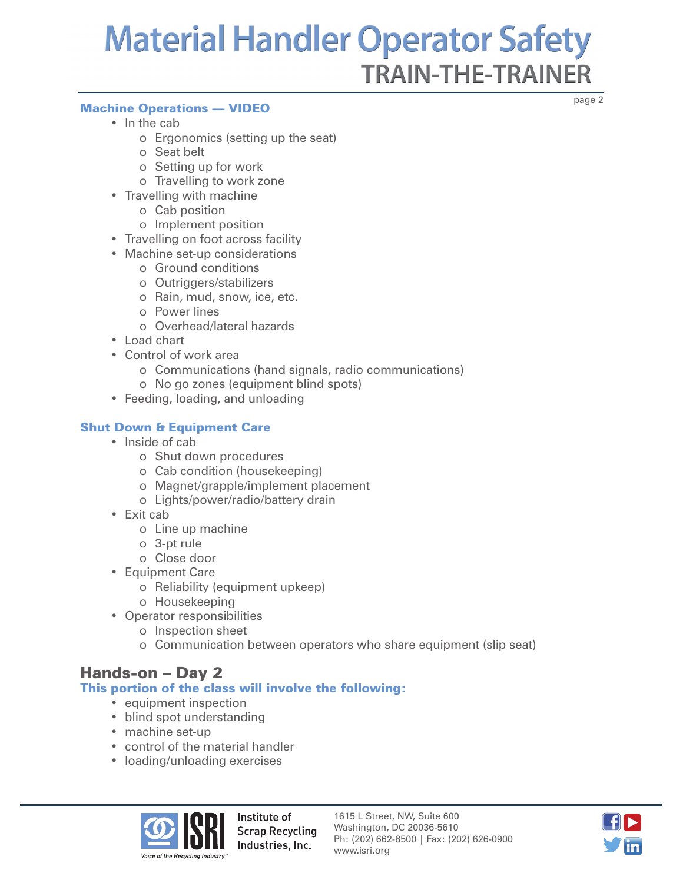# Material Handler Operator Safety
## TRAIN-THE-TRAINER

### Machine Operations — VIDEO

- In the cab
    - Ergonomics (setting up the seat)
    - Seat belt
    - Setting up for work
    - Travelling to work zone
- Travelling with machine
    - Cab position
    - Implement position
- Travelling on foot across facility
- Machine set-up considerations
    - Ground conditions
    - Outriggers/stabilizers
    - Rain, mud, snow, ice, etc.
    - Power lines
    - Overhead/lateral hazards
- Load chart
- Control of work area
    - Communications (hand signals, radio communications)
    - No go zones (equipment blind spots)
- Feeding, loading, and unloading

### Shut Down & Equipment Care

- Inside of cab
    - Shut down procedures
    - Cab condition (housekeeping)
    - Magnet/grapple/implement placement
    - Lights/power/radio/battery drain
- Exit cab
    - Line up machine
    - 3-pt rule
    - Close door
- Equipment Care
    - Reliability (equipment upkeep)
    - Housekeeping
- Operator responsibilities
    - Inspection sheet
    - Communication between operators who share equipment (slip seat)

## Hands-on – Day 2

### This portion of the class will involve the following:

- equipment inspection
- blind spot understanding
- machine set-up
- control of the material handler
- loading/unloading exercises

ISRI Institute of Scrap Recycling Industries, Inc.
Voice of the Recycling Industry™

1615 L Street, NW, Suite 600
Washington, DC 20036-5610
Ph: (202) 662-8500 | Fax: (202) 626-0900
www.isri.org